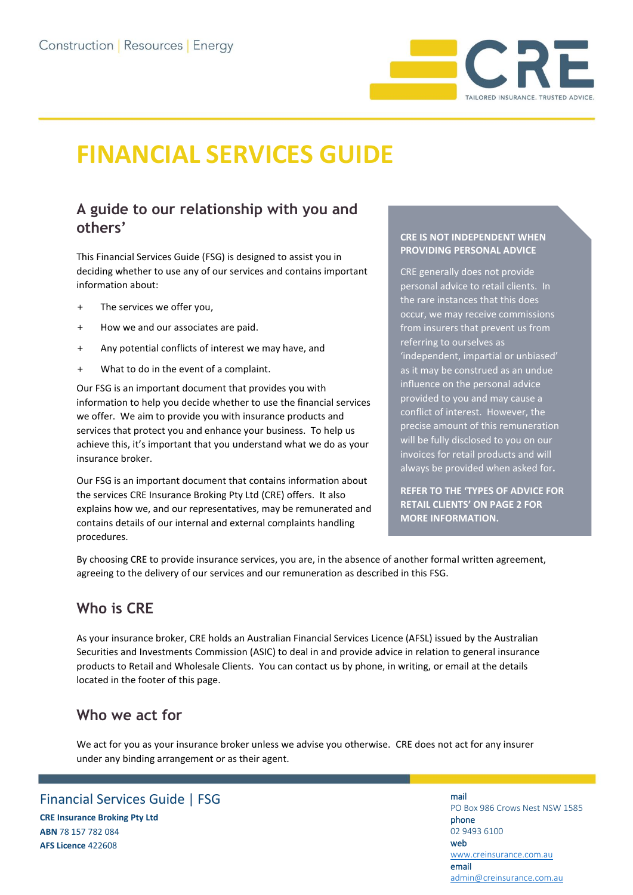Construction | Resources | Energy

CRE — TAILORED INSURANCE. TRUSTED ADVICE.

# FINANCIAL SERVICES GUIDE

## A guide to our relationship with you and others'

This Financial Services Guide (FSG) is designed to assist you in deciding whether to use any of our services and contains important information about:

- The services we offer you,
- How we and our associates are paid.
- Any potential conflicts of interest we may have, and
- What to do in the event of a complaint.

Our FSG is an important document that provides you with information to help you decide whether to use the financial services we offer. We aim to provide you with insurance products and services that protect you and enhance your business. To help us achieve this, it's important that you understand what we do as your insurance broker.

Our FSG is an important document that contains information about the services CRE Insurance Broking Pty Ltd (CRE) offers. It also explains how we, and our representatives, may be remunerated and contains details of our internal and external complaints handling procedures.

**CRE IS NOT INDEPENDENT WHEN PROVIDING PERSONAL ADVICE**

CRE generally does not provide personal advice to retail clients. In the rare instances that this does occur, we may receive commissions from insurers that prevent us from referring to ourselves as 'independent, impartial or unbiased' as it may be construed as an undue influence on the personal advice provided to you and may cause a conflict of interest. However, the precise amount of this remuneration will be fully disclosed to you on our invoices for retail products and will always be provided when asked for.

**REFER TO THE 'TYPES OF ADVICE FOR RETAIL CLIENTS' ON PAGE 2 FOR MORE INFORMATION.**

By choosing CRE to provide insurance services, you are, in the absence of another formal written agreement, agreeing to the delivery of our services and our remuneration as described in this FSG.

## Who is CRE

As your insurance broker, CRE holds an Australian Financial Services Licence (AFSL) issued by the Australian Securities and Investments Commission (ASIC) to deal in and provide advice in relation to general insurance products to Retail and Wholesale Clients. You can contact us by phone, in writing, or email at the details located in the footer of this page.

## Who we act for

We act for you as your insurance broker unless we advise you otherwise. CRE does not act for any insurer under any binding arrangement or as their agent.

Financial Services Guide | FSG

**CRE Insurance Broking Pty Ltd**
**ABN** 78 157 782 084
**AFS Licence** 422608

**mail**
PO Box 986 Crows Nest NSW 1585
**phone**
02 9493 6100
**web**
www.creinsurance.com.au
**email**
admin@creinsurance.com.au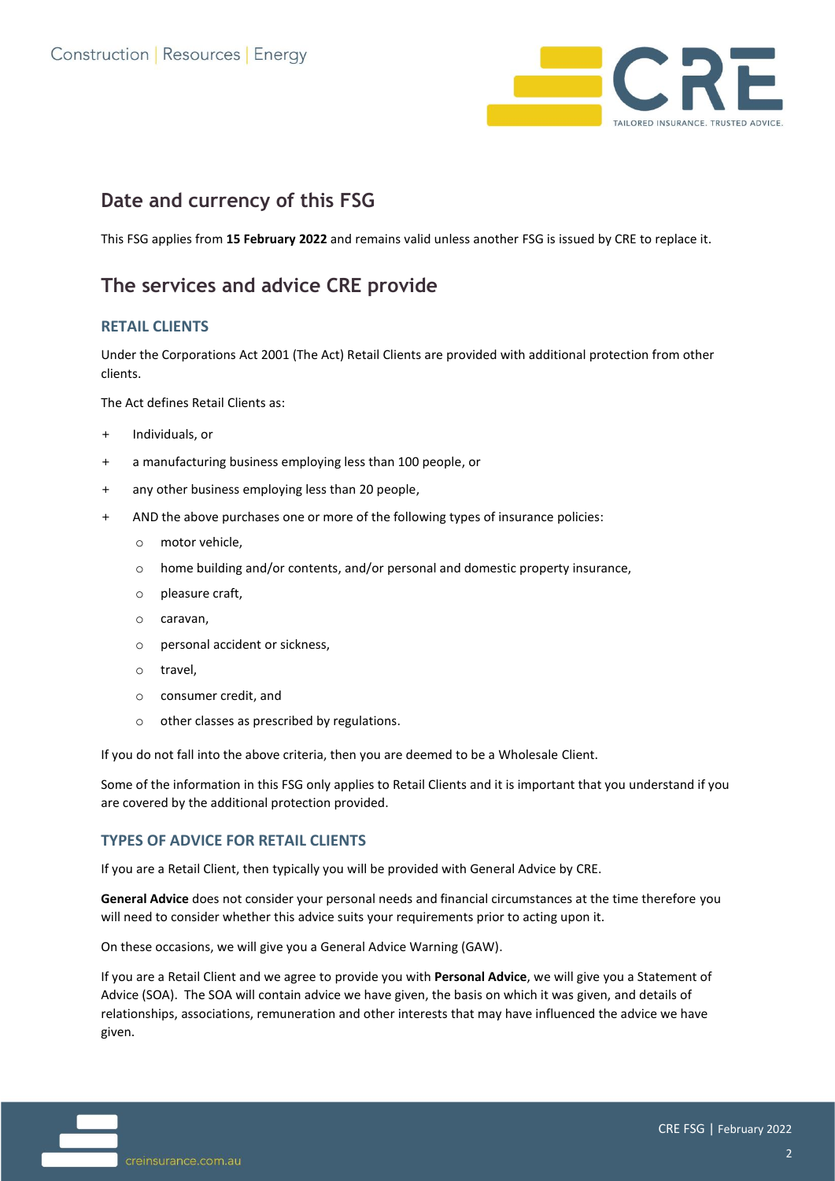## Date and currency of this FSG

This FSG applies from **15 February 2022** and remains valid unless another FSG is issued by CRE to replace it.

## The services and advice CRE provide

### RETAIL CLIENTS

Under the Corporations Act 2001 (The Act) Retail Clients are provided with additional protection from other clients.

The Act defines Retail Clients as:

- Individuals, or
- a manufacturing business employing less than 100 people, or
- any other business employing less than 20 people,
- AND the above purchases one or more of the following types of insurance policies:
  - motor vehicle,
  - home building and/or contents, and/or personal and domestic property insurance,
  - pleasure craft,
  - caravan,
  - personal accident or sickness,
  - travel,
  - consumer credit, and
  - other classes as prescribed by regulations.

If you do not fall into the above criteria, then you are deemed to be a Wholesale Client.

Some of the information in this FSG only applies to Retail Clients and it is important that you understand if you are covered by the additional protection provided.

### TYPES OF ADVICE FOR RETAIL CLIENTS

If you are a Retail Client, then typically you will be provided with General Advice by CRE.

**General Advice** does not consider your personal needs and financial circumstances at the time therefore you will need to consider whether this advice suits your requirements prior to acting upon it.

On these occasions, we will give you a General Advice Warning (GAW).

If you are a Retail Client and we agree to provide you with **Personal Advice**, we will give you a Statement of Advice (SOA). The SOA will contain advice we have given, the basis on which it was given, and details of relationships, associations, remuneration and other interests that may have influenced the advice we have given.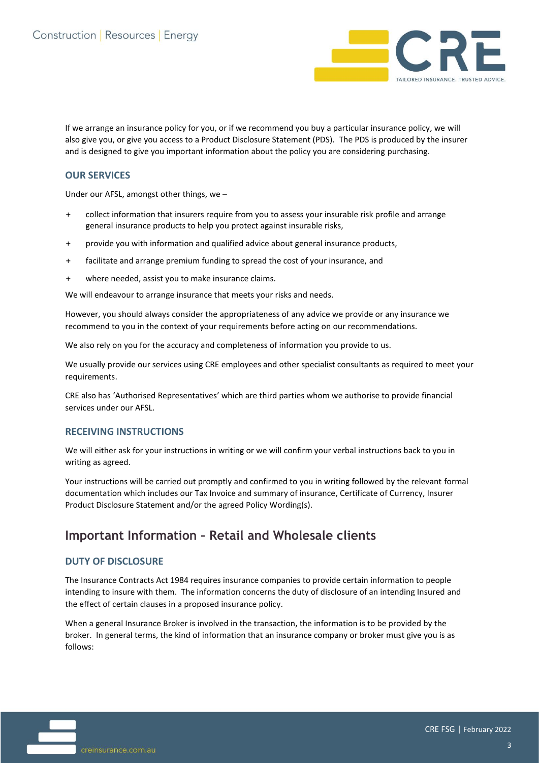If we arrange an insurance policy for you, or if we recommend you buy a particular insurance policy, we will also give you, or give you access to a Product Disclosure Statement (PDS). The PDS is produced by the insurer and is designed to give you important information about the policy you are considering purchasing.

### OUR SERVICES

Under our AFSL, amongst other things, we –

+ collect information that insurers require from you to assess your insurable risk profile and arrange general insurance products to help you protect against insurable risks,
+ provide you with information and qualified advice about general insurance products,
+ facilitate and arrange premium funding to spread the cost of your insurance, and
+ where needed, assist you to make insurance claims.

We will endeavour to arrange insurance that meets your risks and needs.

However, you should always consider the appropriateness of any advice we provide or any insurance we recommend to you in the context of your requirements before acting on our recommendations.

We also rely on you for the accuracy and completeness of information you provide to us.

We usually provide our services using CRE employees and other specialist consultants as required to meet your requirements.

CRE also has 'Authorised Representatives' which are third parties whom we authorise to provide financial services under our AFSL.

### RECEIVING INSTRUCTIONS

We will either ask for your instructions in writing or we will confirm your verbal instructions back to you in writing as agreed.

Your instructions will be carried out promptly and confirmed to you in writing followed by the relevant formal documentation which includes our Tax Invoice and summary of insurance, Certificate of Currency, Insurer Product Disclosure Statement and/or the agreed Policy Wording(s).

## Important Information – Retail and Wholesale clients

### DUTY OF DISCLOSURE

The Insurance Contracts Act 1984 requires insurance companies to provide certain information to people intending to insure with them. The information concerns the duty of disclosure of an intending Insured and the effect of certain clauses in a proposed insurance policy.

When a general Insurance Broker is involved in the transaction, the information is to be provided by the broker. In general terms, the kind of information that an insurance company or broker must give you is as follows: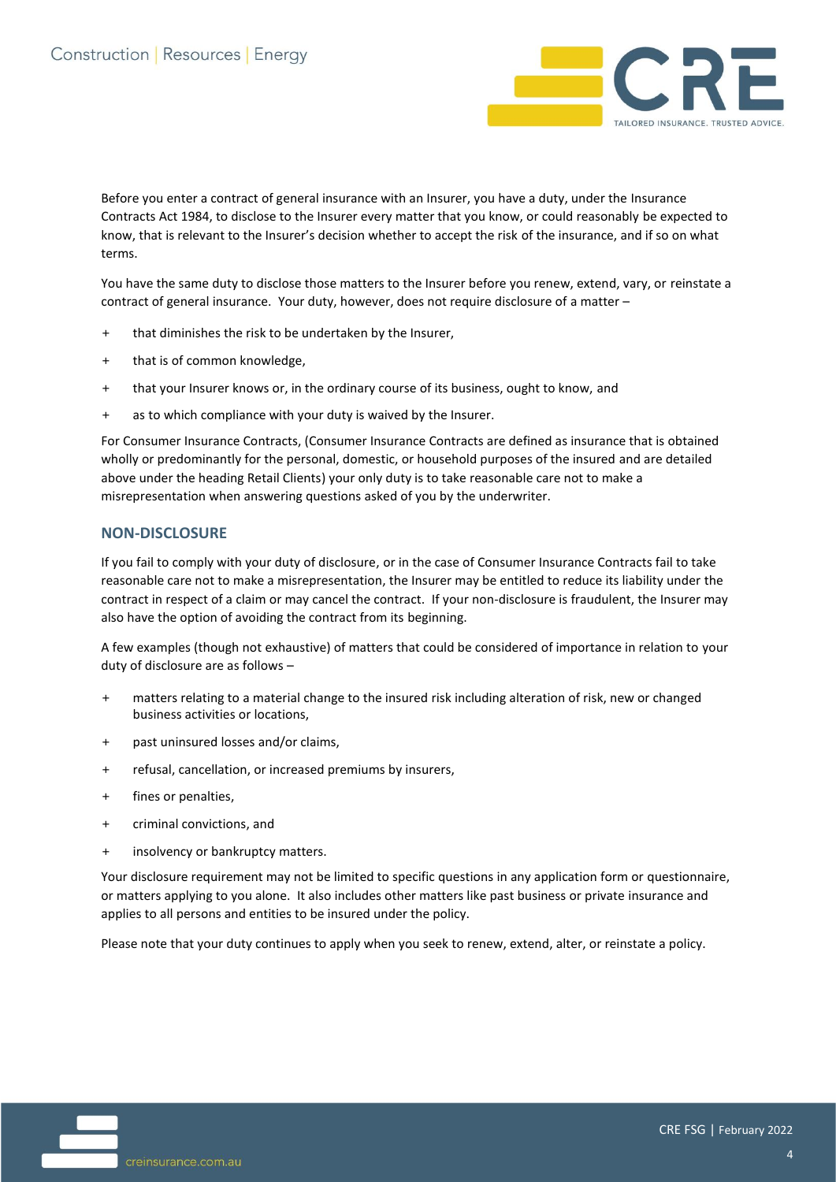Before you enter a contract of general insurance with an Insurer, you have a duty, under the Insurance Contracts Act 1984, to disclose to the Insurer every matter that you know, or could reasonably be expected to know, that is relevant to the Insurer's decision whether to accept the risk of the insurance, and if so on what terms.

You have the same duty to disclose those matters to the Insurer before you renew, extend, vary, or reinstate a contract of general insurance. Your duty, however, does not require disclosure of a matter –

+ that diminishes the risk to be undertaken by the Insurer,
+ that is of common knowledge,
+ that your Insurer knows or, in the ordinary course of its business, ought to know, and
+ as to which compliance with your duty is waived by the Insurer.

For Consumer Insurance Contracts, (Consumer Insurance Contracts are defined as insurance that is obtained wholly or predominantly for the personal, domestic, or household purposes of the insured and are detailed above under the heading Retail Clients) your only duty is to take reasonable care not to make a misrepresentation when answering questions asked of you by the underwriter.

## NON-DISCLOSURE

If you fail to comply with your duty of disclosure, or in the case of Consumer Insurance Contracts fail to take reasonable care not to make a misrepresentation, the Insurer may be entitled to reduce its liability under the contract in respect of a claim or may cancel the contract. If your non-disclosure is fraudulent, the Insurer may also have the option of avoiding the contract from its beginning.

A few examples (though not exhaustive) of matters that could be considered of importance in relation to your duty of disclosure are as follows –

+ matters relating to a material change to the insured risk including alteration of risk, new or changed business activities or locations,
+ past uninsured losses and/or claims,
+ refusal, cancellation, or increased premiums by insurers,
+ fines or penalties,
+ criminal convictions, and
+ insolvency or bankruptcy matters.

Your disclosure requirement may not be limited to specific questions in any application form or questionnaire, or matters applying to you alone. It also includes other matters like past business or private insurance and applies to all persons and entities to be insured under the policy.

Please note that your duty continues to apply when you seek to renew, extend, alter, or reinstate a policy.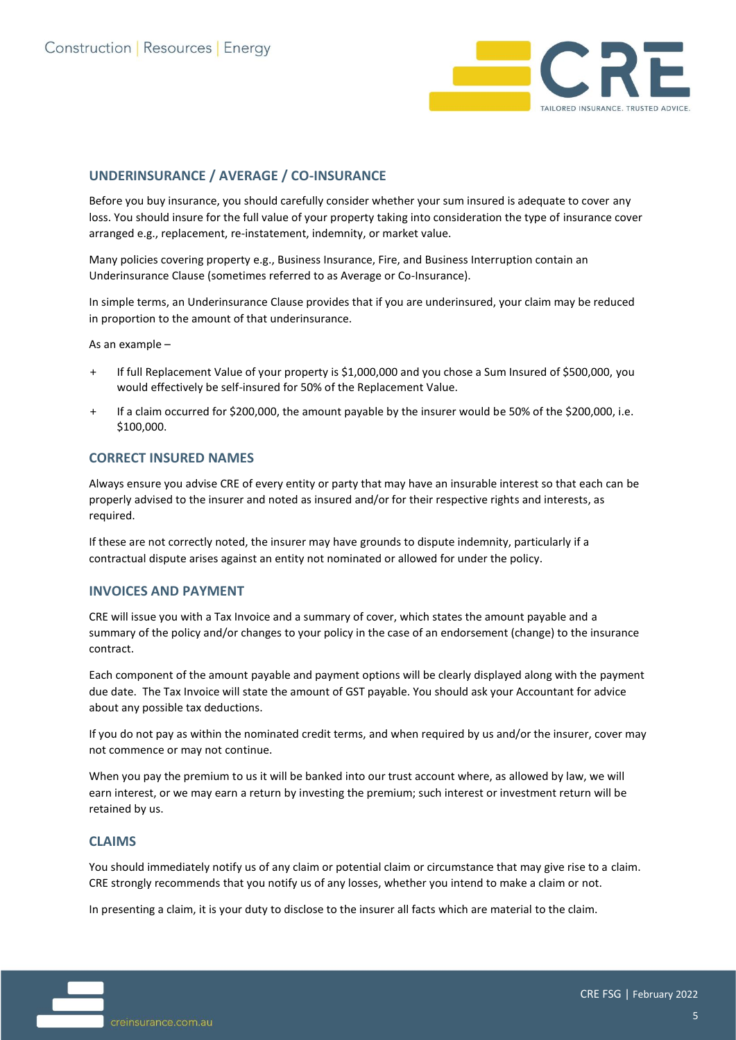## UNDERINSURANCE / AVERAGE / CO-INSURANCE

Before you buy insurance, you should carefully consider whether your sum insured is adequate to cover any loss. You should insure for the full value of your property taking into consideration the type of insurance cover arranged e.g., replacement, re-instatement, indemnity, or market value.

Many policies covering property e.g., Business Insurance, Fire, and Business Interruption contain an Underinsurance Clause (sometimes referred to as Average or Co-Insurance).

In simple terms, an Underinsurance Clause provides that if you are underinsured, your claim may be reduced in proportion to the amount of that underinsurance.

As an example –

+ If full Replacement Value of your property is $1,000,000 and you chose a Sum Insured of $500,000, you would effectively be self-insured for 50% of the Replacement Value.
+ If a claim occurred for $200,000, the amount payable by the insurer would be 50% of the $200,000, i.e. $100,000.

## CORRECT INSURED NAMES

Always ensure you advise CRE of every entity or party that may have an insurable interest so that each can be properly advised to the insurer and noted as insured and/or for their respective rights and interests, as required.

If these are not correctly noted, the insurer may have grounds to dispute indemnity, particularly if a contractual dispute arises against an entity not nominated or allowed for under the policy.

## INVOICES AND PAYMENT

CRE will issue you with a Tax Invoice and a summary of cover, which states the amount payable and a summary of the policy and/or changes to your policy in the case of an endorsement (change) to the insurance contract.

Each component of the amount payable and payment options will be clearly displayed along with the payment due date. The Tax Invoice will state the amount of GST payable. You should ask your Accountant for advice about any possible tax deductions.

If you do not pay as within the nominated credit terms, and when required by us and/or the insurer, cover may not commence or may not continue.

When you pay the premium to us it will be banked into our trust account where, as allowed by law, we will earn interest, or we may earn a return by investing the premium; such interest or investment return will be retained by us.

## CLAIMS

You should immediately notify us of any claim or potential claim or circumstance that may give rise to a claim. CRE strongly recommends that you notify us of any losses, whether you intend to make a claim or not.

In presenting a claim, it is your duty to disclose to the insurer all facts which are material to the claim.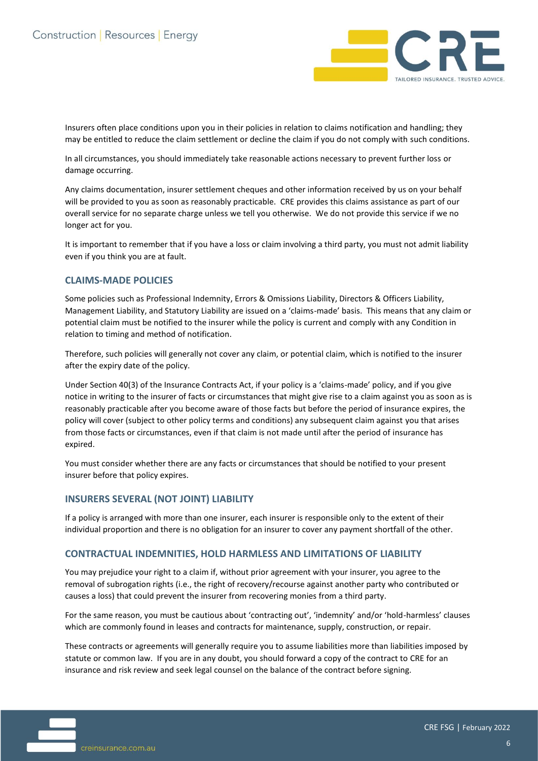Insurers often place conditions upon you in their policies in relation to claims notification and handling; they may be entitled to reduce the claim settlement or decline the claim if you do not comply with such conditions.

In all circumstances, you should immediately take reasonable actions necessary to prevent further loss or damage occurring.

Any claims documentation, insurer settlement cheques and other information received by us on your behalf will be provided to you as soon as reasonably practicable. CRE provides this claims assistance as part of our overall service for no separate charge unless we tell you otherwise. We do not provide this service if we no longer act for you.

It is important to remember that if you have a loss or claim involving a third party, you must not admit liability even if you think you are at fault.

## CLAIMS-MADE POLICIES

Some policies such as Professional Indemnity, Errors & Omissions Liability, Directors & Officers Liability, Management Liability, and Statutory Liability are issued on a 'claims-made' basis. This means that any claim or potential claim must be notified to the insurer while the policy is current and comply with any Condition in relation to timing and method of notification.

Therefore, such policies will generally not cover any claim, or potential claim, which is notified to the insurer after the expiry date of the policy.

Under Section 40(3) of the Insurance Contracts Act, if your policy is a 'claims-made' policy, and if you give notice in writing to the insurer of facts or circumstances that might give rise to a claim against you as soon as is reasonably practicable after you become aware of those facts but before the period of insurance expires, the policy will cover (subject to other policy terms and conditions) any subsequent claim against you that arises from those facts or circumstances, even if that claim is not made until after the period of insurance has expired.

You must consider whether there are any facts or circumstances that should be notified to your present insurer before that policy expires.

## INSURERS SEVERAL (NOT JOINT) LIABILITY

If a policy is arranged with more than one insurer, each insurer is responsible only to the extent of their individual proportion and there is no obligation for an insurer to cover any payment shortfall of the other.

## CONTRACTUAL INDEMNITIES, HOLD HARMLESS AND LIMITATIONS OF LIABILITY

You may prejudice your right to a claim if, without prior agreement with your insurer, you agree to the removal of subrogation rights (i.e., the right of recovery/recourse against another party who contributed or causes a loss) that could prevent the insurer from recovering monies from a third party.

For the same reason, you must be cautious about 'contracting out', 'indemnity' and/or 'hold-harmless' clauses which are commonly found in leases and contracts for maintenance, supply, construction, or repair.

These contracts or agreements will generally require you to assume liabilities more than liabilities imposed by statute or common law. If you are in any doubt, you should forward a copy of the contract to CRE for an insurance and risk review and seek legal counsel on the balance of the contract before signing.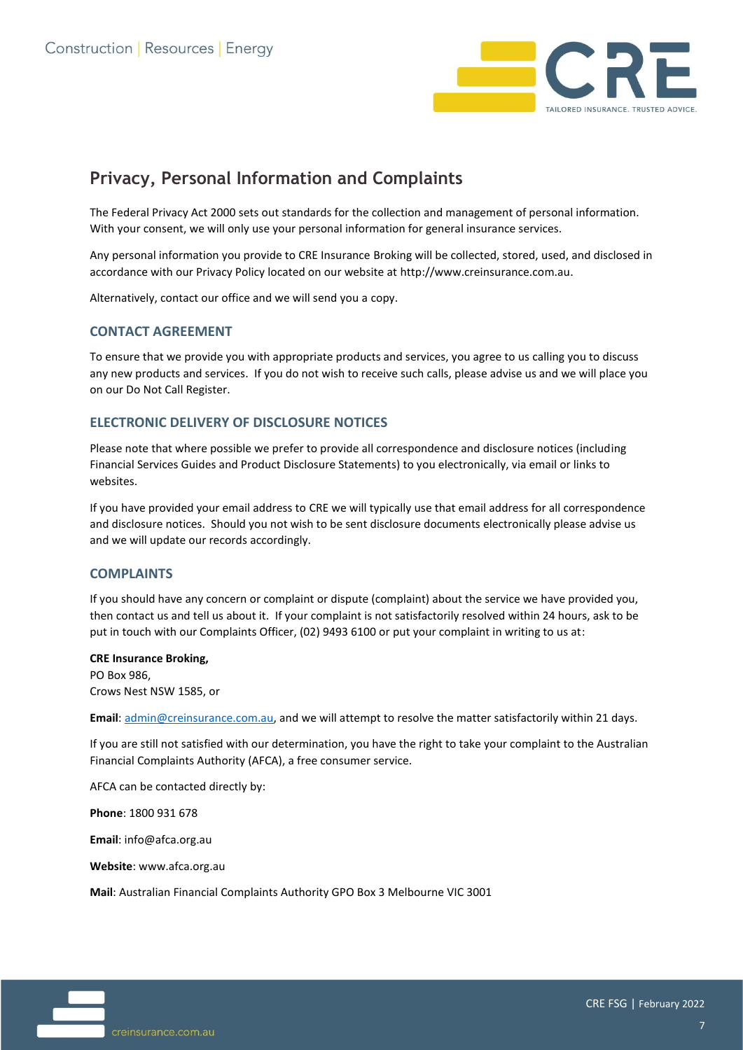## Privacy, Personal Information and Complaints

The Federal Privacy Act 2000 sets out standards for the collection and management of personal information. With your consent, we will only use your personal information for general insurance services.

Any personal information you provide to CRE Insurance Broking will be collected, stored, used, and disclosed in accordance with our Privacy Policy located on our website at http://www.creinsurance.com.au.

Alternatively, contact our office and we will send you a copy.

### CONTACT AGREEMENT

To ensure that we provide you with appropriate products and services, you agree to us calling you to discuss any new products and services. If you do not wish to receive such calls, please advise us and we will place you on our Do Not Call Register.

### ELECTRONIC DELIVERY OF DISCLOSURE NOTICES

Please note that where possible we prefer to provide all correspondence and disclosure notices (including Financial Services Guides and Product Disclosure Statements) to you electronically, via email or links to websites.

If you have provided your email address to CRE we will typically use that email address for all correspondence and disclosure notices. Should you not wish to be sent disclosure documents electronically please advise us and we will update our records accordingly.

### COMPLAINTS

If you should have any concern or complaint or dispute (complaint) about the service we have provided you, then contact us and tell us about it. If your complaint is not satisfactorily resolved within 24 hours, ask to be put in touch with our Complaints Officer, (02) 9493 6100 or put your complaint in writing to us at:

**CRE Insurance Broking,**
PO Box 986,
Crows Nest NSW 1585, or

**Email**: admin@creinsurance.com.au, and we will attempt to resolve the matter satisfactorily within 21 days.

If you are still not satisfied with our determination, you have the right to take your complaint to the Australian Financial Complaints Authority (AFCA), a free consumer service.

AFCA can be contacted directly by:

**Phone**: 1800 931 678

**Email**: info@afca.org.au

**Website**: www.afca.org.au

**Mail**: Australian Financial Complaints Authority GPO Box 3 Melbourne VIC 3001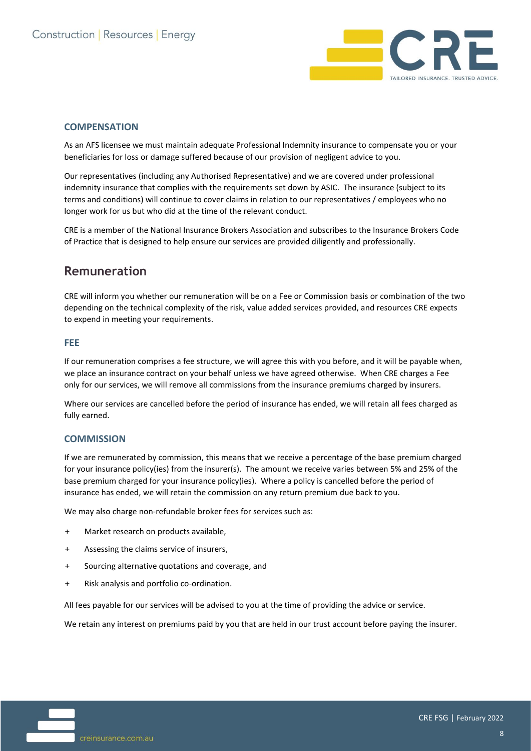### COMPENSATION

As an AFS licensee we must maintain adequate Professional Indemnity insurance to compensate you or your beneficiaries for loss or damage suffered because of our provision of negligent advice to you.

Our representatives (including any Authorised Representative) and we are covered under professional indemnity insurance that complies with the requirements set down by ASIC. The insurance (subject to its terms and conditions) will continue to cover claims in relation to our representatives / employees who no longer work for us but who did at the time of the relevant conduct.

CRE is a member of the National Insurance Brokers Association and subscribes to the Insurance Brokers Code of Practice that is designed to help ensure our services are provided diligently and professionally.

## Remuneration

CRE will inform you whether our remuneration will be on a Fee or Commission basis or combination of the two depending on the technical complexity of the risk, value added services provided, and resources CRE expects to expend in meeting your requirements.

### FEE

If our remuneration comprises a fee structure, we will agree this with you before, and it will be payable when, we place an insurance contract on your behalf unless we have agreed otherwise. When CRE charges a Fee only for our services, we will remove all commissions from the insurance premiums charged by insurers.

Where our services are cancelled before the period of insurance has ended, we will retain all fees charged as fully earned.

### COMMISSION

If we are remunerated by commission, this means that we receive a percentage of the base premium charged for your insurance policy(ies) from the insurer(s). The amount we receive varies between 5% and 25% of the base premium charged for your insurance policy(ies). Where a policy is cancelled before the period of insurance has ended, we will retain the commission on any return premium due back to you.

We may also charge non-refundable broker fees for services such as:

- Market research on products available,
- Assessing the claims service of insurers,
- Sourcing alternative quotations and coverage, and
- Risk analysis and portfolio co-ordination.

All fees payable for our services will be advised to you at the time of providing the advice or service.

We retain any interest on premiums paid by you that are held in our trust account before paying the insurer.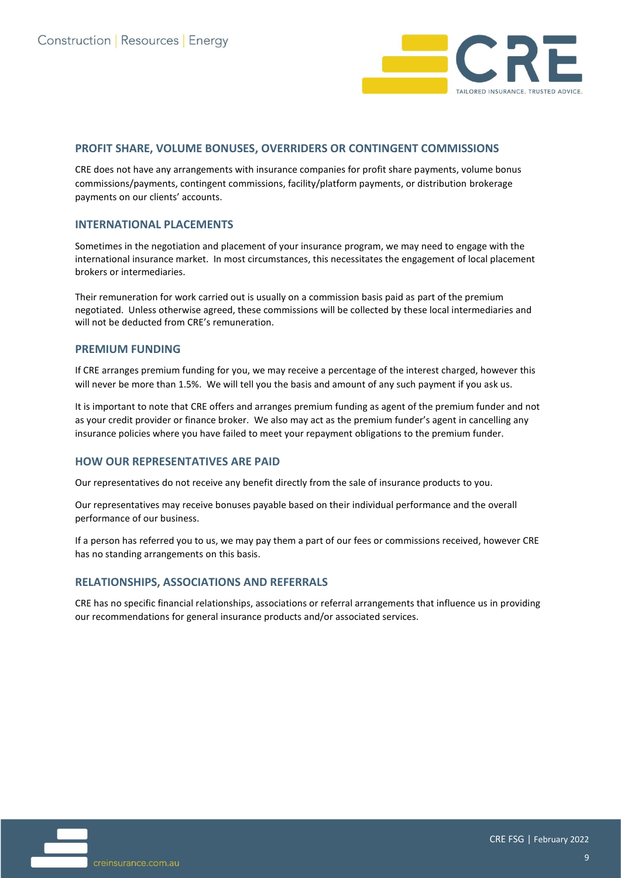## PROFIT SHARE, VOLUME BONUSES, OVERRIDERS OR CONTINGENT COMMISSIONS

CRE does not have any arrangements with insurance companies for profit share payments, volume bonus commissions/payments, contingent commissions, facility/platform payments, or distribution brokerage payments on our clients' accounts.

## INTERNATIONAL PLACEMENTS

Sometimes in the negotiation and placement of your insurance program, we may need to engage with the international insurance market. In most circumstances, this necessitates the engagement of local placement brokers or intermediaries.

Their remuneration for work carried out is usually on a commission basis paid as part of the premium negotiated. Unless otherwise agreed, these commissions will be collected by these local intermediaries and will not be deducted from CRE's remuneration.

## PREMIUM FUNDING

If CRE arranges premium funding for you, we may receive a percentage of the interest charged, however this will never be more than 1.5%. We will tell you the basis and amount of any such payment if you ask us.

It is important to note that CRE offers and arranges premium funding as agent of the premium funder and not as your credit provider or finance broker. We also may act as the premium funder's agent in cancelling any insurance policies where you have failed to meet your repayment obligations to the premium funder.

## HOW OUR REPRESENTATIVES ARE PAID

Our representatives do not receive any benefit directly from the sale of insurance products to you.

Our representatives may receive bonuses payable based on their individual performance and the overall performance of our business.

If a person has referred you to us, we may pay them a part of our fees or commissions received, however CRE has no standing arrangements on this basis.

## RELATIONSHIPS, ASSOCIATIONS AND REFERRALS

CRE has no specific financial relationships, associations or referral arrangements that influence us in providing our recommendations for general insurance products and/or associated services.